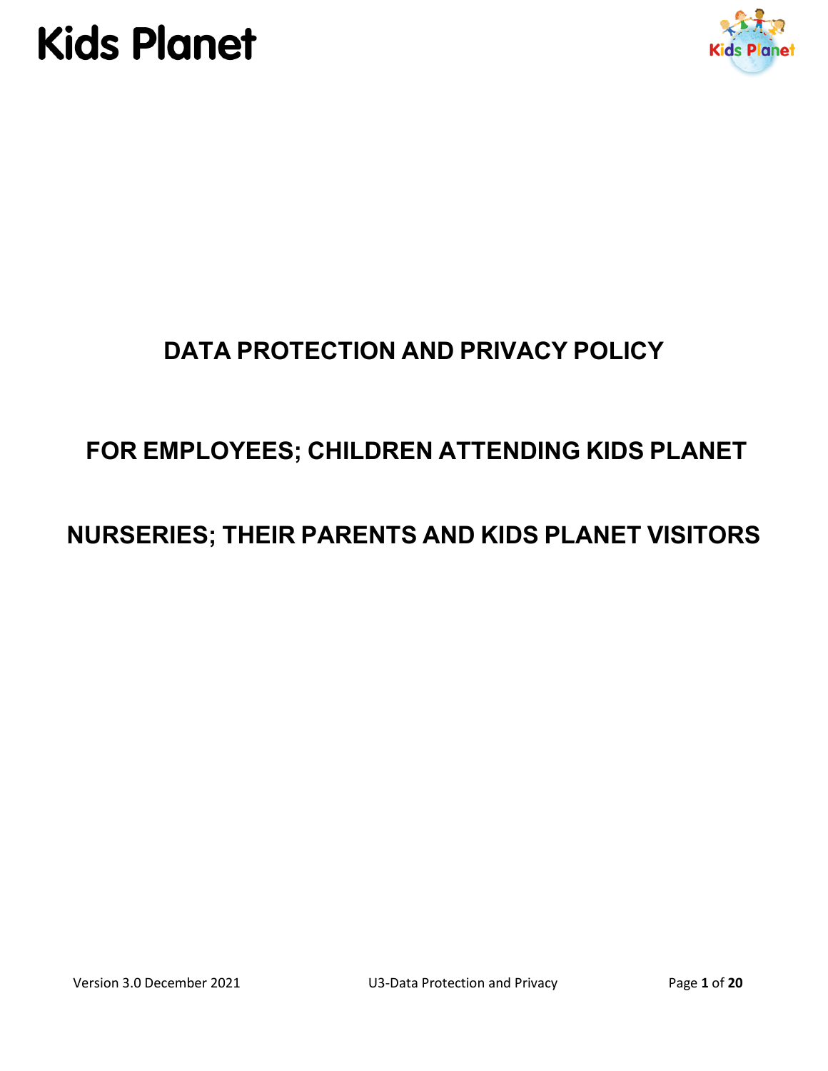# Kids Planet

## DATA PROTECTION AND PRIVACY POLICY

## FOR EMPLOYEES; CHILDREN ATTENDING KIDS PLANET NURSERIES; THEIR PARENTS AND KIDS PLANET VISITORS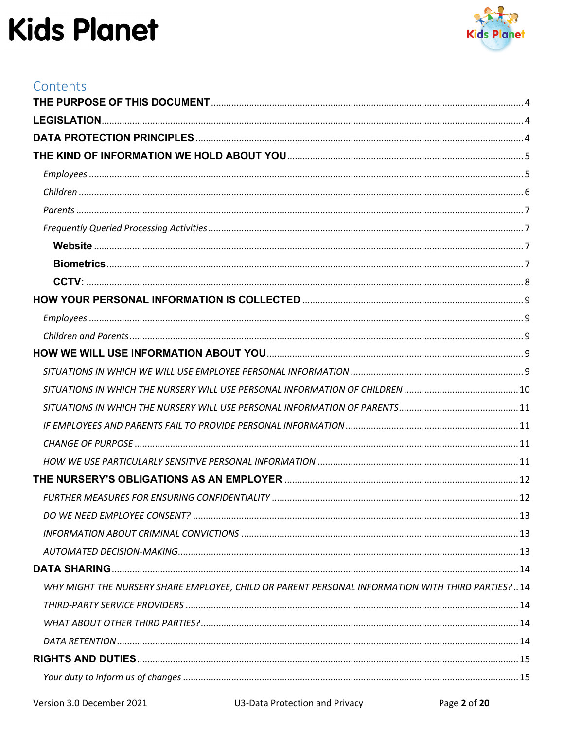# Kids Planet

## Contents

**THE PURPOSE OF THIS DOCUMENT** ........ 4

**LEGISLATION** ........ 4

**DATA PROTECTION PRINCIPLES** ........ 4

**THE KIND OF INFORMATION WE HOLD ABOUT YOU** ........ 5

- *Employees* ........ 5
- *Children* ........ 6
- *Parents* ........ 7
- *Frequently Queried Processing Activities* ........ 7
  - **Website** ........ 7
  - **Biometrics** ........ 7
  - **CCTV:** ........ 8

**HOW YOUR PERSONAL INFORMATION IS COLLECTED** ........ 9

- *Employees* ........ 9
- *Children and Parents* ........ 9

**HOW WE WILL USE INFORMATION ABOUT YOU** ........ 9

- *SITUATIONS IN WHICH WE WILL USE EMPLOYEE PERSONAL INFORMATION* ........ 9
- *SITUATIONS IN WHICH THE NURSERY WILL USE PERSONAL INFORMATION OF CHILDREN* ........ 10
- *SITUATIONS IN WHICH THE NURSERY WILL USE PERSONAL INFORMATION OF PARENTS* ........ 11
- *IF EMPLOYEES AND PARENTS FAIL TO PROVIDE PERSONAL INFORMATION* ........ 11
- *CHANGE OF PURPOSE* ........ 11
- *HOW WE USE PARTICULARLY SENSITIVE PERSONAL INFORMATION* ........ 11

**THE NURSERY'S OBLIGATIONS AS AN EMPLOYER** ........ 12

- *FURTHER MEASURES FOR ENSURING CONFIDENTIALITY* ........ 12
- *DO WE NEED EMPLOYEE CONSENT?* ........ 13
- *INFORMATION ABOUT CRIMINAL CONVICTIONS* ........ 13
- *AUTOMATED DECISION-MAKING* ........ 13

**DATA SHARING** ........ 14

- *WHY MIGHT THE NURSERY SHARE EMPLOYEE, CHILD OR PARENT PERSONAL INFORMATION WITH THIRD PARTIES?* ........ 14
- *THIRD-PARTY SERVICE PROVIDERS* ........ 14
- *WHAT ABOUT OTHER THIRD PARTIES?* ........ 14
- *DATA RETENTION* ........ 14

**RIGHTS AND DUTIES** ........ 15

- *Your duty to inform us of changes* ........ 15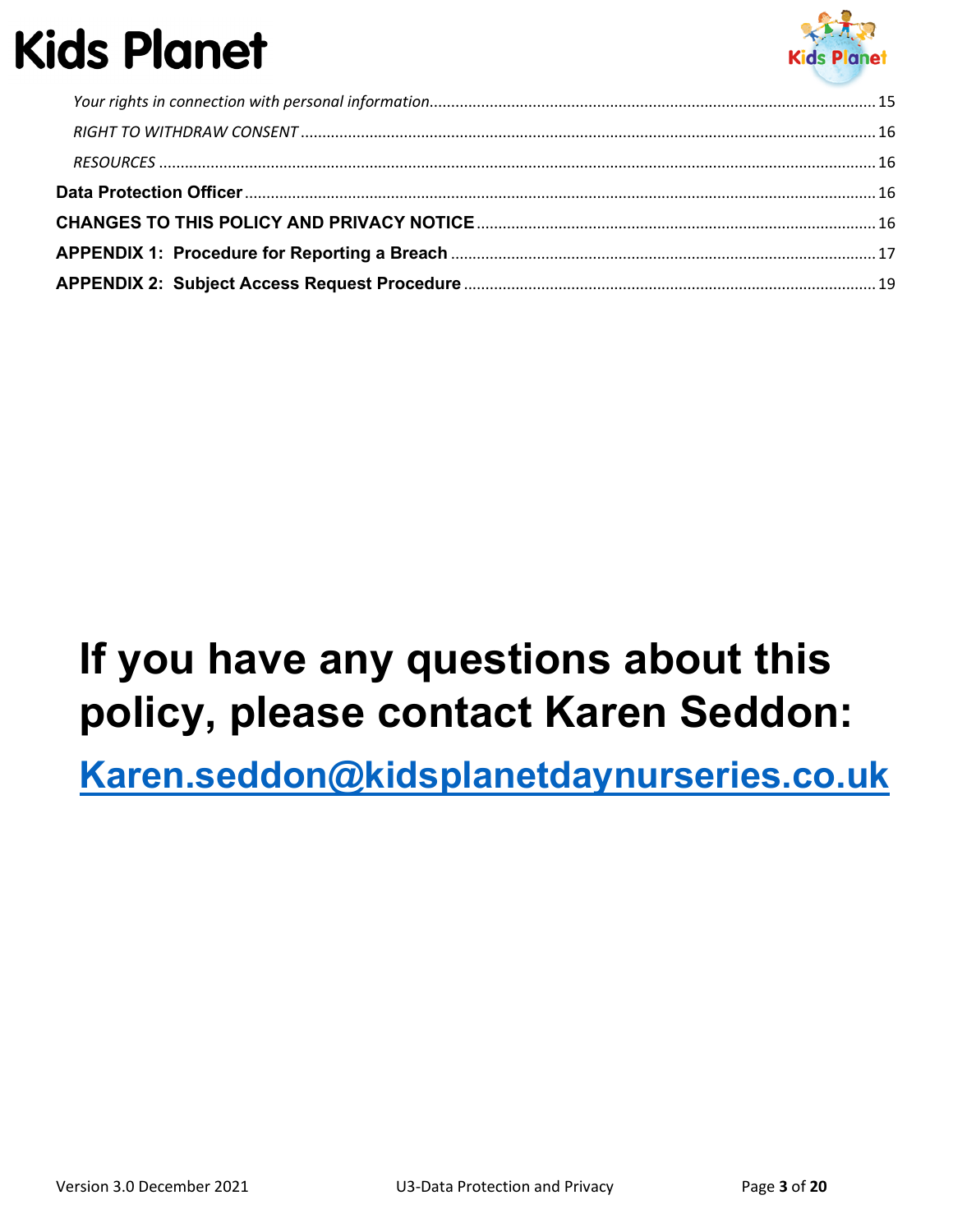*Your rights in connection with personal information* ........ 15

*RIGHT TO WITHDRAW CONSENT* ........ 16

*RESOURCES* ........ 16

**Data Protection Officer** ........ 16

**CHANGES TO THIS POLICY AND PRIVACY NOTICE** ........ 16

**APPENDIX 1: Procedure for Reporting a Breach** ........ 17

**APPENDIX 2: Subject Access Request Procedure** ........ 19

# If you have any questions about this policy, please contact Karen Seddon:

## [Karen.seddon@kidsplanetdaynurseries.co.uk](mailto:Karen.seddon@kidsplanetdaynurseries.co.uk)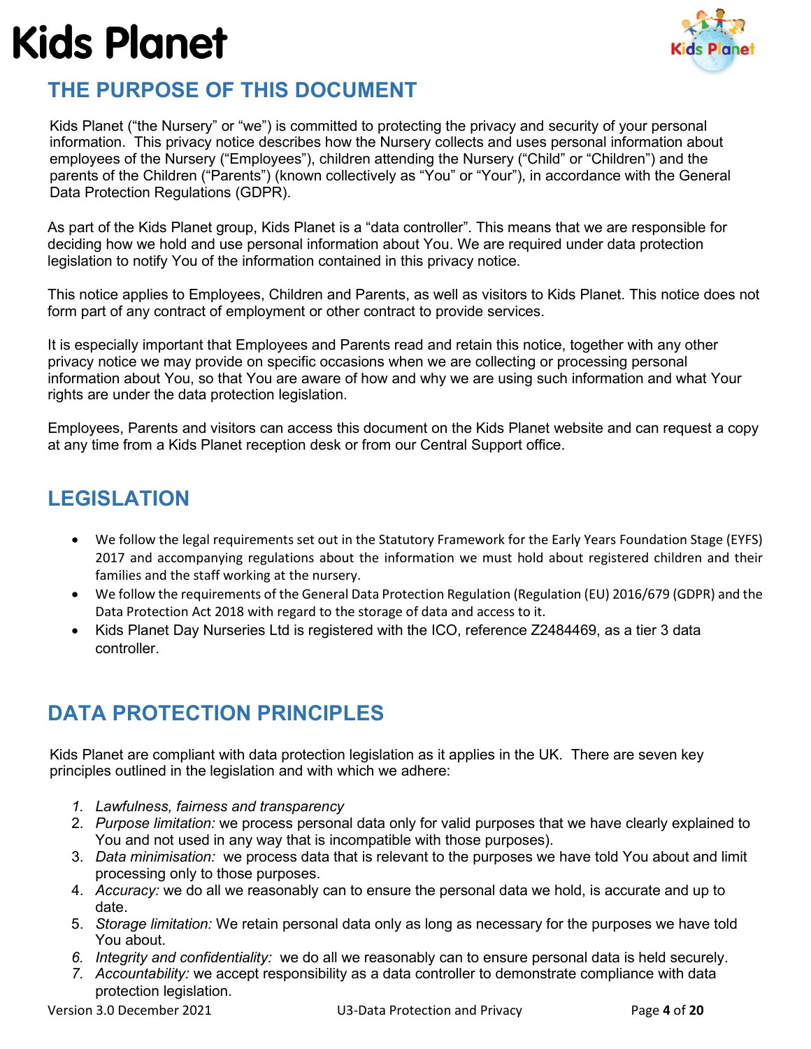# THE PURPOSE OF THIS DOCUMENT

Kids Planet ("the Nursery" or "we") is committed to protecting the privacy and security of your personal information. This privacy notice describes how the Nursery collects and uses personal information about employees of the Nursery ("Employees"), children attending the Nursery ("Child" or "Children") and the parents of the Children ("Parents") (known collectively as "You" or "Your"), in accordance with the General Data Protection Regulations (GDPR).

As part of the Kids Planet group, Kids Planet is a "data controller". This means that we are responsible for deciding how we hold and use personal information about You. We are required under data protection legislation to notify You of the information contained in this privacy notice.

This notice applies to Employees, Children and Parents, as well as visitors to Kids Planet. This notice does not form part of any contract of employment or other contract to provide services.

It is especially important that Employees and Parents read and retain this notice, together with any other privacy notice we may provide on specific occasions when we are collecting or processing personal information about You, so that You are aware of how and why we are using such information and what Your rights are under the data protection legislation.

Employees, Parents and visitors can access this document on the Kids Planet website and can request a copy at any time from a Kids Planet reception desk or from our Central Support office.

# LEGISLATION

- We follow the legal requirements set out in the Statutory Framework for the Early Years Foundation Stage (EYFS) 2017 and accompanying regulations about the information we must hold about registered children and their families and the staff working at the nursery.
- We follow the requirements of the General Data Protection Regulation (Regulation (EU) 2016/679 (GDPR) and the Data Protection Act 2018 with regard to the storage of data and access to it.
- Kids Planet Day Nurseries Ltd is registered with the ICO, reference Z2484469, as a tier 3 data controller.

# DATA PROTECTION PRINCIPLES

Kids Planet are compliant with data protection legislation as it applies in the UK. There are seven key principles outlined in the legislation and with which we adhere:

1. *Lawfulness, fairness and transparency*
2. *Purpose limitation:* we process personal data only for valid purposes that we have clearly explained to You and not used in any way that is incompatible with those purposes).
3. *Data minimisation:* we process data that is relevant to the purposes we have told You about and limit processing only to those purposes.
4. *Accuracy:* we do all we reasonably can to ensure the personal data we hold, is accurate and up to date.
5. *Storage limitation:* We retain personal data only as long as necessary for the purposes we have told You about.
6. *Integrity and confidentiality:* we do all we reasonably can to ensure personal data is held securely.
7. *Accountability:* we accept responsibility as a data controller to demonstrate compliance with data protection legislation.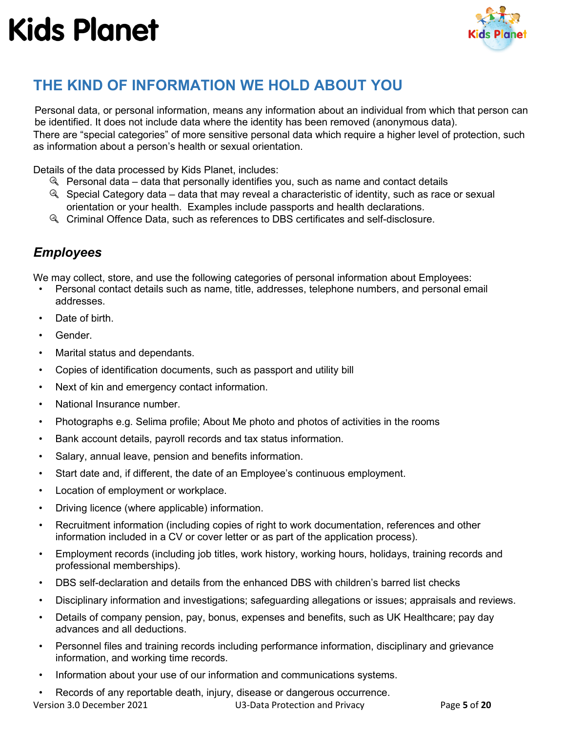# Kids Planet

## THE KIND OF INFORMATION WE HOLD ABOUT YOU

Personal data, or personal information, means any information about an individual from which that person can be identified. It does not include data where the identity has been removed (anonymous data).
There are "special categories" of more sensitive personal data which require a higher level of protection, such as information about a person's health or sexual orientation.

Details of the data processed by Kids Planet, includes:

- Personal data – data that personally identifies you, such as name and contact details
- Special Category data – data that may reveal a characteristic of identity, such as race or sexual orientation or your health. Examples include passports and health declarations.
- Criminal Offence Data, such as references to DBS certificates and self-disclosure.

### *Employees*

We may collect, store, and use the following categories of personal information about Employees:

- Personal contact details such as name, title, addresses, telephone numbers, and personal email addresses.
- Date of birth.
- Gender.
- Marital status and dependants.
- Copies of identification documents, such as passport and utility bill
- Next of kin and emergency contact information.
- National Insurance number.
- Photographs e.g. Selima profile; About Me photo and photos of activities in the rooms
- Bank account details, payroll records and tax status information.
- Salary, annual leave, pension and benefits information.
- Start date and, if different, the date of an Employee's continuous employment.
- Location of employment or workplace.
- Driving licence (where applicable) information.
- Recruitment information (including copies of right to work documentation, references and other information included in a CV or cover letter or as part of the application process).
- Employment records (including job titles, work history, working hours, holidays, training records and professional memberships).
- DBS self-declaration and details from the enhanced DBS with children's barred list checks
- Disciplinary information and investigations; safeguarding allegations or issues; appraisals and reviews.
- Details of company pension, pay, bonus, expenses and benefits, such as UK Healthcare; pay day advances and all deductions.
- Personnel files and training records including performance information, disciplinary and grievance information, and working time records.
- Information about your use of our information and communications systems.
- Records of any reportable death, injury, disease or dangerous occurrence.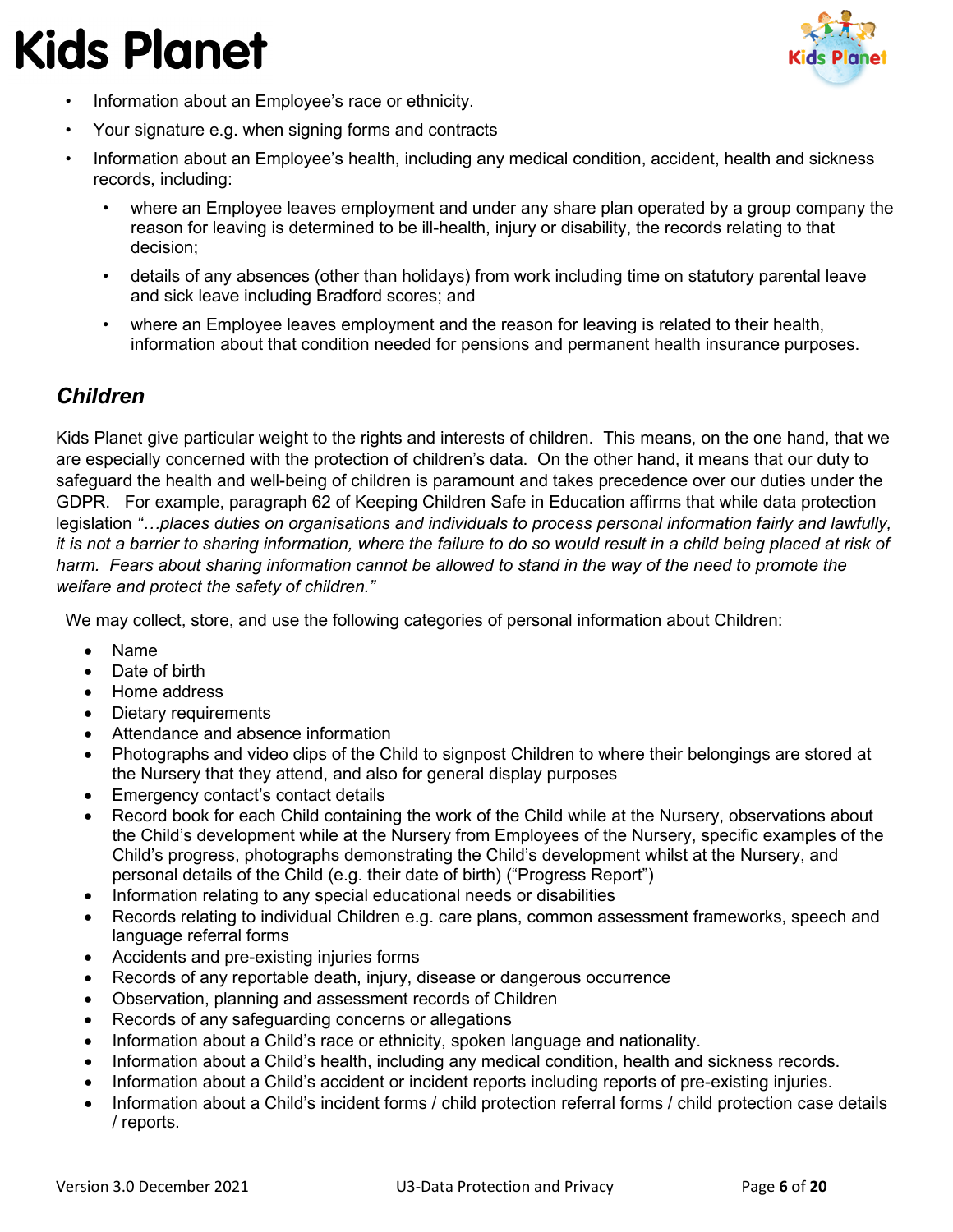- Information about an Employee's race or ethnicity.
- Your signature e.g. when signing forms and contracts
- Information about an Employee's health, including any medical condition, accident, health and sickness records, including:
  - where an Employee leaves employment and under any share plan operated by a group company the reason for leaving is determined to be ill-health, injury or disability, the records relating to that decision;
  - details of any absences (other than holidays) from work including time on statutory parental leave and sick leave including Bradford scores; and
  - where an Employee leaves employment and the reason for leaving is related to their health, information about that condition needed for pensions and permanent health insurance purposes.

### *Children*

Kids Planet give particular weight to the rights and interests of children. This means, on the one hand, that we are especially concerned with the protection of children's data. On the other hand, it means that our duty to safeguard the health and well-being of children is paramount and takes precedence over our duties under the GDPR. For example, paragraph 62 of Keeping Children Safe in Education affirms that while data protection legislation *"…places duties on organisations and individuals to process personal information fairly and lawfully, it is not a barrier to sharing information, where the failure to do so would result in a child being placed at risk of harm. Fears about sharing information cannot be allowed to stand in the way of the need to promote the welfare and protect the safety of children."*

We may collect, store, and use the following categories of personal information about Children:

- Name
- Date of birth
- Home address
- Dietary requirements
- Attendance and absence information
- Photographs and video clips of the Child to signpost Children to where their belongings are stored at the Nursery that they attend, and also for general display purposes
- Emergency contact's contact details
- Record book for each Child containing the work of the Child while at the Nursery, observations about the Child's development while at the Nursery from Employees of the Nursery, specific examples of the Child's progress, photographs demonstrating the Child's development whilst at the Nursery, and personal details of the Child (e.g. their date of birth) ("Progress Report")
- Information relating to any special educational needs or disabilities
- Records relating to individual Children e.g. care plans, common assessment frameworks, speech and language referral forms
- Accidents and pre-existing injuries forms
- Records of any reportable death, injury, disease or dangerous occurrence
- Observation, planning and assessment records of Children
- Records of any safeguarding concerns or allegations
- Information about a Child's race or ethnicity, spoken language and nationality.
- Information about a Child's health, including any medical condition, health and sickness records.
- Information about a Child's accident or incident reports including reports of pre-existing injuries.
- Information about a Child's incident forms / child protection referral forms / child protection case details / reports.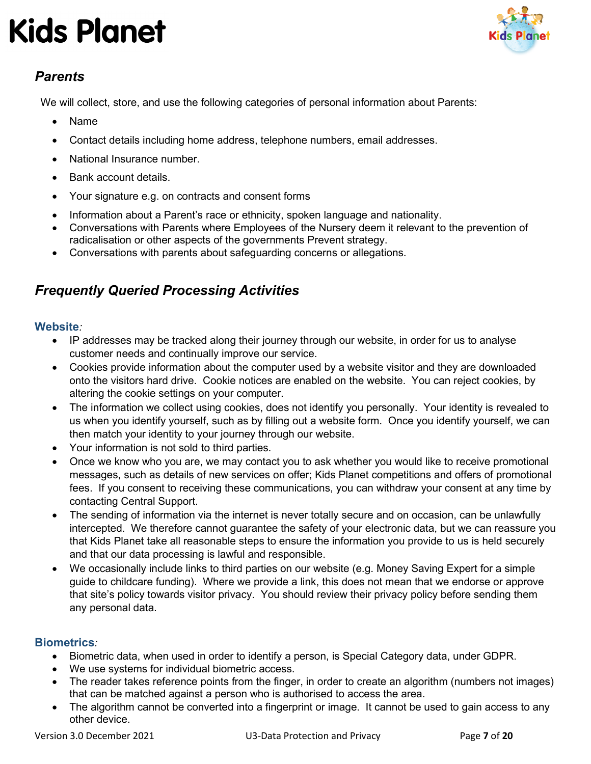## *Parents*

We will collect, store, and use the following categories of personal information about Parents:

- Name
- Contact details including home address, telephone numbers, email addresses.
- National Insurance number.
- Bank account details.
- Your signature e.g. on contracts and consent forms
- Information about a Parent's race or ethnicity, spoken language and nationality.
- Conversations with Parents where Employees of the Nursery deem it relevant to the prevention of radicalisation or other aspects of the governments Prevent strategy.
- Conversations with parents about safeguarding concerns or allegations.

## *Frequently Queried Processing Activities*

### Website:

- IP addresses may be tracked along their journey through our website, in order for us to analyse customer needs and continually improve our service.
- Cookies provide information about the computer used by a website visitor and they are downloaded onto the visitors hard drive. Cookie notices are enabled on the website. You can reject cookies, by altering the cookie settings on your computer.
- The information we collect using cookies, does not identify you personally. Your identity is revealed to us when you identify yourself, such as by filling out a website form. Once you identify yourself, we can then match your identity to your journey through our website.
- Your information is not sold to third parties.
- Once we know who you are, we may contact you to ask whether you would like to receive promotional messages, such as details of new services on offer; Kids Planet competitions and offers of promotional fees. If you consent to receiving these communications, you can withdraw your consent at any time by contacting Central Support.
- The sending of information via the internet is never totally secure and on occasion, can be unlawfully intercepted. We therefore cannot guarantee the safety of your electronic data, but we can reassure you that Kids Planet take all reasonable steps to ensure the information you provide to us is held securely and that our data processing is lawful and responsible.
- We occasionally include links to third parties on our website (e.g. Money Saving Expert for a simple guide to childcare funding). Where we provide a link, this does not mean that we endorse or approve that site's policy towards visitor privacy. You should review their privacy policy before sending them any personal data.

### Biometrics:

- Biometric data, when used in order to identify a person, is Special Category data, under GDPR.
- We use systems for individual biometric access.
- The reader takes reference points from the finger, in order to create an algorithm (numbers not images) that can be matched against a person who is authorised to access the area.
- The algorithm cannot be converted into a fingerprint or image. It cannot be used to gain access to any other device.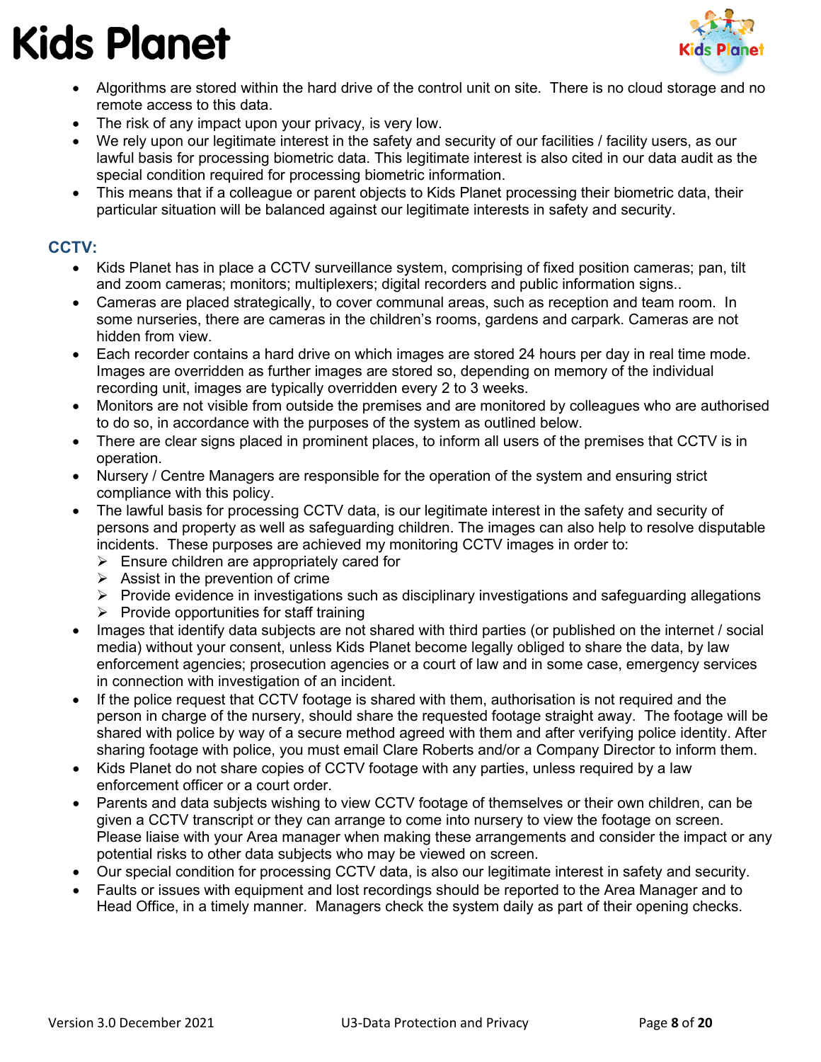- Algorithms are stored within the hard drive of the control unit on site. There is no cloud storage and no remote access to this data.
- The risk of any impact upon your privacy, is very low.
- We rely upon our legitimate interest in the safety and security of our facilities / facility users, as our lawful basis for processing biometric data. This legitimate interest is also cited in our data audit as the special condition required for processing biometric information.
- This means that if a colleague or parent objects to Kids Planet processing their biometric data, their particular situation will be balanced against our legitimate interests in safety and security.

## CCTV:

- Kids Planet has in place a CCTV surveillance system, comprising of fixed position cameras; pan, tilt and zoom cameras; monitors; multiplexers; digital recorders and public information signs..
- Cameras are placed strategically, to cover communal areas, such as reception and team room. In some nurseries, there are cameras in the children's rooms, gardens and carpark. Cameras are not hidden from view.
- Each recorder contains a hard drive on which images are stored 24 hours per day in real time mode. Images are overridden as further images are stored so, depending on memory of the individual recording unit, images are typically overridden every 2 to 3 weeks.
- Monitors are not visible from outside the premises and are monitored by colleagues who are authorised to do so, in accordance with the purposes of the system as outlined below.
- There are clear signs placed in prominent places, to inform all users of the premises that CCTV is in operation.
- Nursery / Centre Managers are responsible for the operation of the system and ensuring strict compliance with this policy.
- The lawful basis for processing CCTV data, is our legitimate interest in the safety and security of persons and property as well as safeguarding children. The images can also help to resolve disputable incidents. These purposes are achieved my monitoring CCTV images in order to:
  - Ensure children are appropriately cared for
  - Assist in the prevention of crime
  - Provide evidence in investigations such as disciplinary investigations and safeguarding allegations
  - Provide opportunities for staff training
- Images that identify data subjects are not shared with third parties (or published on the internet / social media) without your consent, unless Kids Planet become legally obliged to share the data, by law enforcement agencies; prosecution agencies or a court of law and in some case, emergency services in connection with investigation of an incident.
- If the police request that CCTV footage is shared with them, authorisation is not required and the person in charge of the nursery, should share the requested footage straight away. The footage will be shared with police by way of a secure method agreed with them and after verifying police identity. After sharing footage with police, you must email Clare Roberts and/or a Company Director to inform them.
- Kids Planet do not share copies of CCTV footage with any parties, unless required by a law enforcement officer or a court order.
- Parents and data subjects wishing to view CCTV footage of themselves or their own children, can be given a CCTV transcript or they can arrange to come into nursery to view the footage on screen. Please liaise with your Area manager when making these arrangements and consider the impact or any potential risks to other data subjects who may be viewed on screen.
- Our special condition for processing CCTV data, is also our legitimate interest in safety and security.
- Faults or issues with equipment and lost recordings should be reported to the Area Manager and to Head Office, in a timely manner. Managers check the system daily as part of their opening checks.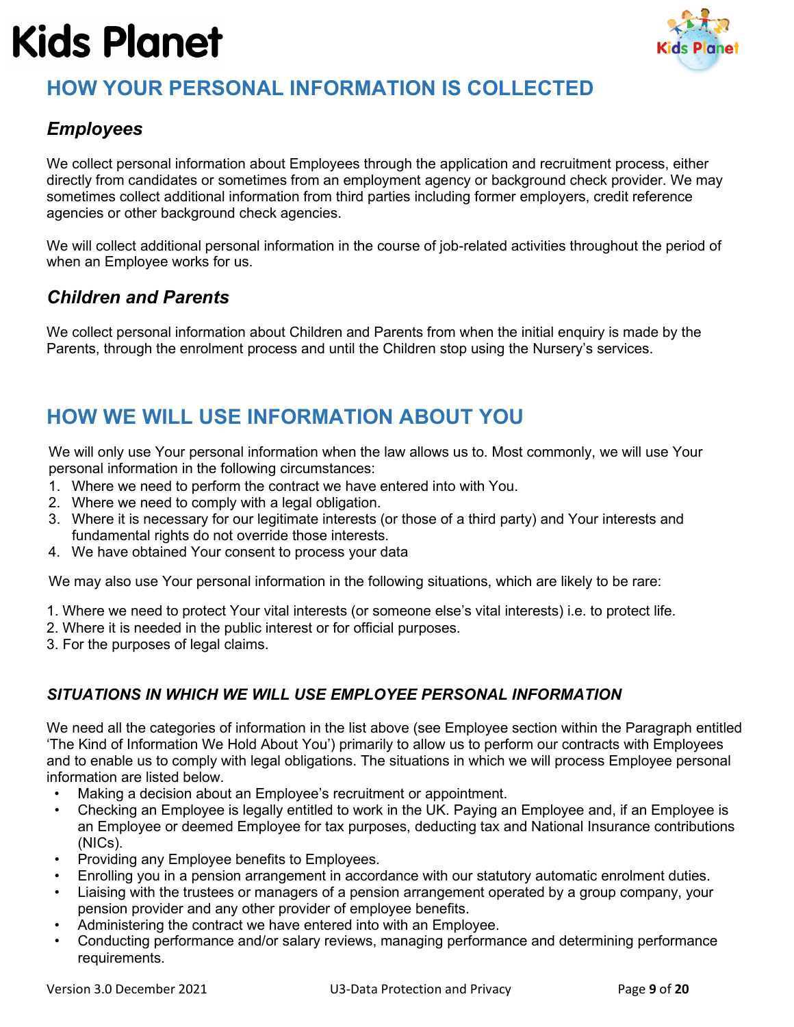## HOW YOUR PERSONAL INFORMATION IS COLLECTED

### *Employees*

We collect personal information about Employees through the application and recruitment process, either directly from candidates or sometimes from an employment agency or background check provider. We may sometimes collect additional information from third parties including former employers, credit reference agencies or other background check agencies.

We will collect additional personal information in the course of job-related activities throughout the period of when an Employee works for us.

### *Children and Parents*

We collect personal information about Children and Parents from when the initial enquiry is made by the Parents, through the enrolment process and until the Children stop using the Nursery's services.

## HOW WE WILL USE INFORMATION ABOUT YOU

We will only use Your personal information when the law allows us to. Most commonly, we will use Your personal information in the following circumstances:

1. Where we need to perform the contract we have entered into with You.
2. Where we need to comply with a legal obligation.
3. Where it is necessary for our legitimate interests (or those of a third party) and Your interests and fundamental rights do not override those interests.
4. We have obtained Your consent to process your data

We may also use Your personal information in the following situations, which are likely to be rare:

1. Where we need to protect Your vital interests (or someone else's vital interests) i.e. to protect life.
2. Where it is needed in the public interest or for official purposes.
3. For the purposes of legal claims.

### *SITUATIONS IN WHICH WE WILL USE EMPLOYEE PERSONAL INFORMATION*

We need all the categories of information in the list above (see Employee section within the Paragraph entitled 'The Kind of Information We Hold About You') primarily to allow us to perform our contracts with Employees and to enable us to comply with legal obligations. The situations in which we will process Employee personal information are listed below.

- Making a decision about an Employee's recruitment or appointment.
- Checking an Employee is legally entitled to work in the UK. Paying an Employee and, if an Employee is an Employee or deemed Employee for tax purposes, deducting tax and National Insurance contributions (NICs).
- Providing any Employee benefits to Employees.
- Enrolling you in a pension arrangement in accordance with our statutory automatic enrolment duties.
- Liaising with the trustees or managers of a pension arrangement operated by a group company, your pension provider and any other provider of employee benefits.
- Administering the contract we have entered into with an Employee.
- Conducting performance and/or salary reviews, managing performance and determining performance requirements.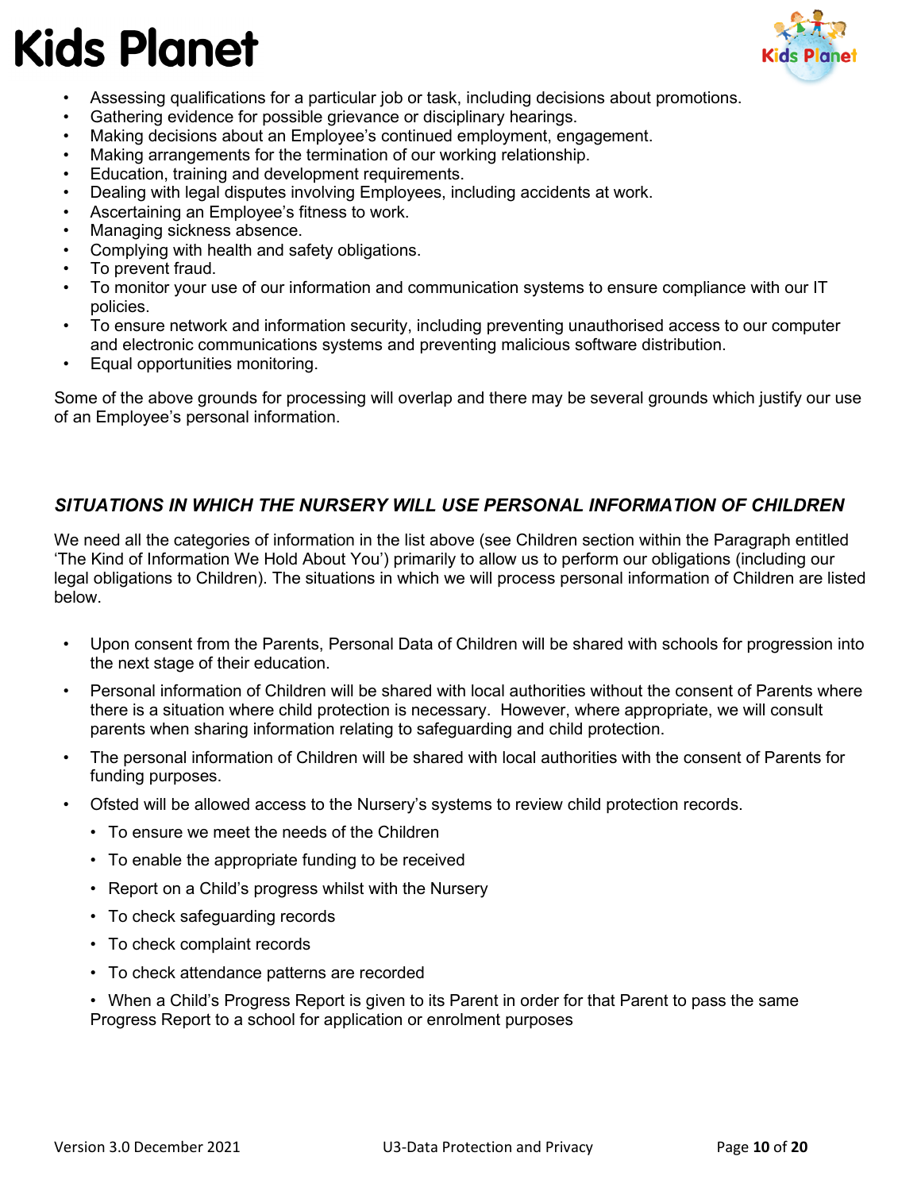- Assessing qualifications for a particular job or task, including decisions about promotions.
- Gathering evidence for possible grievance or disciplinary hearings.
- Making decisions about an Employee's continued employment, engagement.
- Making arrangements for the termination of our working relationship.
- Education, training and development requirements.
- Dealing with legal disputes involving Employees, including accidents at work.
- Ascertaining an Employee's fitness to work.
- Managing sickness absence.
- Complying with health and safety obligations.
- To prevent fraud.
- To monitor your use of our information and communication systems to ensure compliance with our IT policies.
- To ensure network and information security, including preventing unauthorised access to our computer and electronic communications systems and preventing malicious software distribution.
- Equal opportunities monitoring.

Some of the above grounds for processing will overlap and there may be several grounds which justify our use of an Employee's personal information.

### *SITUATIONS IN WHICH THE NURSERY WILL USE PERSONAL INFORMATION OF CHILDREN*

We need all the categories of information in the list above (see Children section within the Paragraph entitled 'The Kind of Information We Hold About You') primarily to allow us to perform our obligations (including our legal obligations to Children). The situations in which we will process personal information of Children are listed below.

- Upon consent from the Parents, Personal Data of Children will be shared with schools for progression into the next stage of their education.
- Personal information of Children will be shared with local authorities without the consent of Parents where there is a situation where child protection is necessary. However, where appropriate, we will consult parents when sharing information relating to safeguarding and child protection.
- The personal information of Children will be shared with local authorities with the consent of Parents for funding purposes.
- Ofsted will be allowed access to the Nursery's systems to review child protection records.
  - To ensure we meet the needs of the Children
  - To enable the appropriate funding to be received
  - Report on a Child's progress whilst with the Nursery
  - To check safeguarding records
  - To check complaint records
  - To check attendance patterns are recorded
  - When a Child's Progress Report is given to its Parent in order for that Parent to pass the same Progress Report to a school for application or enrolment purposes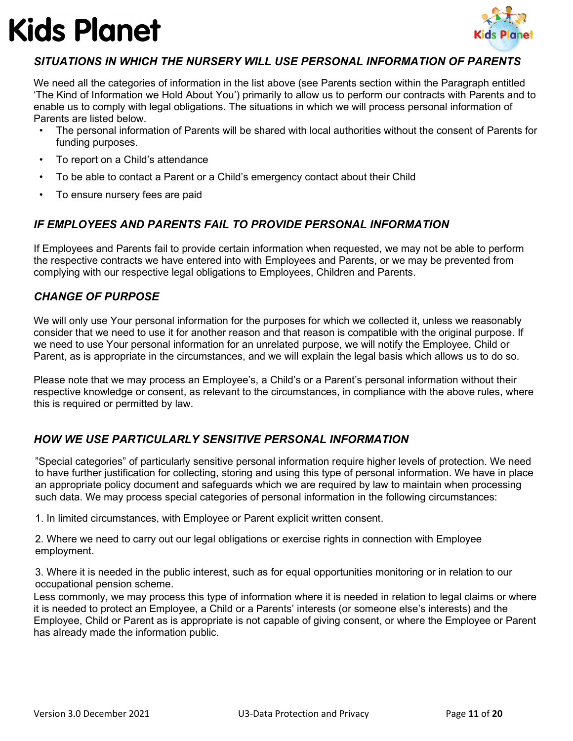### *SITUATIONS IN WHICH THE NURSERY WILL USE PERSONAL INFORMATION OF PARENTS*

We need all the categories of information in the list above (see Parents section within the Paragraph entitled 'The Kind of Information we Hold About You') primarily to allow us to perform our contracts with Parents and to enable us to comply with legal obligations. The situations in which we will process personal information of Parents are listed below.

- The personal information of Parents will be shared with local authorities without the consent of Parents for funding purposes.
- To report on a Child's attendance
- To be able to contact a Parent or a Child's emergency contact about their Child
- To ensure nursery fees are paid

### *IF EMPLOYEES AND PARENTS FAIL TO PROVIDE PERSONAL INFORMATION*

If Employees and Parents fail to provide certain information when requested, we may not be able to perform the respective contracts we have entered into with Employees and Parents, or we may be prevented from complying with our respective legal obligations to Employees, Children and Parents.

### *CHANGE OF PURPOSE*

We will only use Your personal information for the purposes for which we collected it, unless we reasonably consider that we need to use it for another reason and that reason is compatible with the original purpose. If we need to use Your personal information for an unrelated purpose, we will notify the Employee, Child or Parent, as is appropriate in the circumstances, and we will explain the legal basis which allows us to do so.

Please note that we may process an Employee's, a Child's or a Parent's personal information without their respective knowledge or consent, as relevant to the circumstances, in compliance with the above rules, where this is required or permitted by law.

### *HOW WE USE PARTICULARLY SENSITIVE PERSONAL INFORMATION*

"Special categories" of particularly sensitive personal information require higher levels of protection. We need to have further justification for collecting, storing and using this type of personal information. We have in place an appropriate policy document and safeguards which we are required by law to maintain when processing such data. We may process special categories of personal information in the following circumstances:

1. In limited circumstances, with Employee or Parent explicit written consent.

2. Where we need to carry out our legal obligations or exercise rights in connection with Employee employment.

3. Where it is needed in the public interest, such as for equal opportunities monitoring or in relation to our occupational pension scheme.

Less commonly, we may process this type of information where it is needed in relation to legal claims or where it is needed to protect an Employee, a Child or a Parents' interests (or someone else's interests) and the Employee, Child or Parent as is appropriate is not capable of giving consent, or where the Employee or Parent has already made the information public.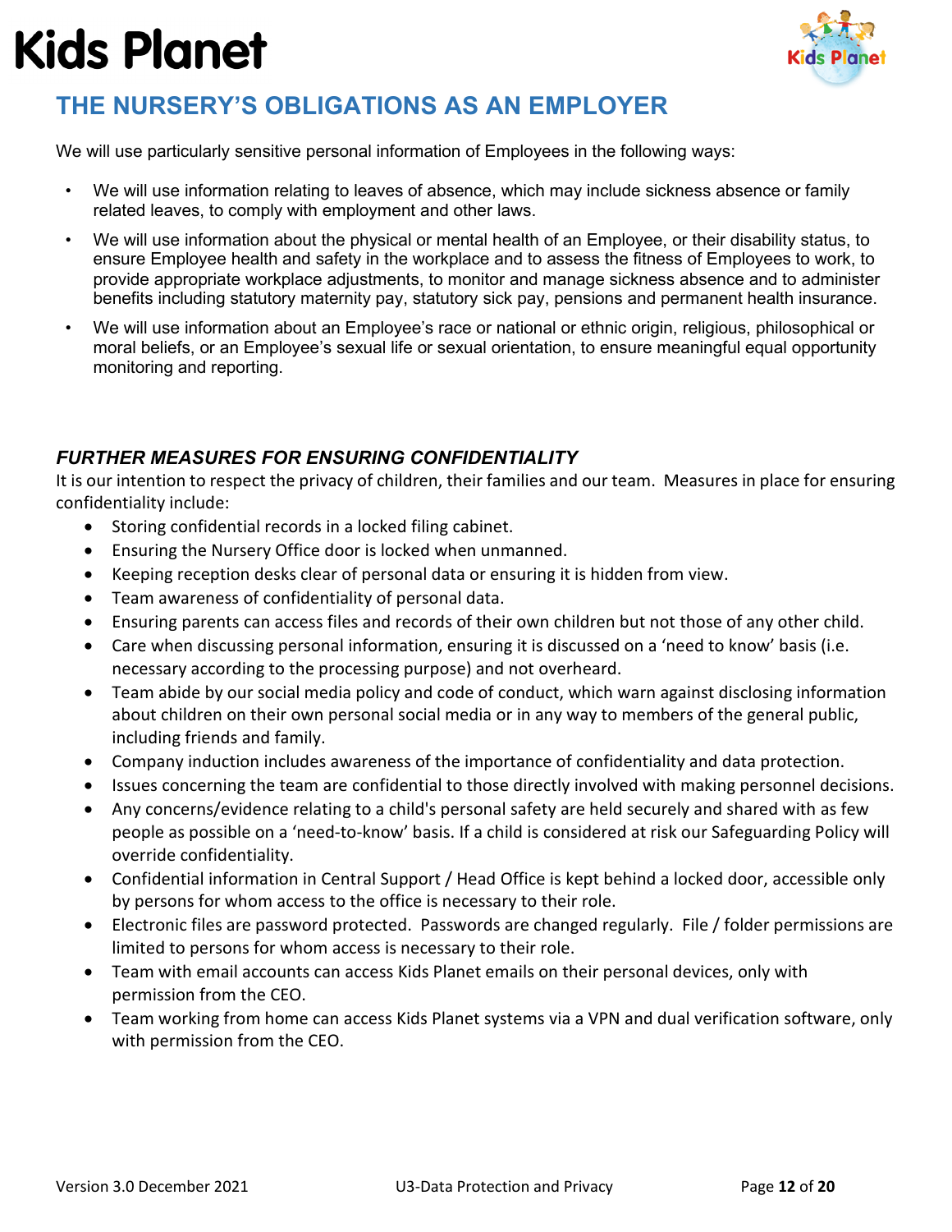## THE NURSERY'S OBLIGATIONS AS AN EMPLOYER

We will use particularly sensitive personal information of Employees in the following ways:

- We will use information relating to leaves of absence, which may include sickness absence or family related leaves, to comply with employment and other laws.
- We will use information about the physical or mental health of an Employee, or their disability status, to ensure Employee health and safety in the workplace and to assess the fitness of Employees to work, to provide appropriate workplace adjustments, to monitor and manage sickness absence and to administer benefits including statutory maternity pay, statutory sick pay, pensions and permanent health insurance.
- We will use information about an Employee's race or national or ethnic origin, religious, philosophical or moral beliefs, or an Employee's sexual life or sexual orientation, to ensure meaningful equal opportunity monitoring and reporting.

### *FURTHER MEASURES FOR ENSURING CONFIDENTIALITY*

It is our intention to respect the privacy of children, their families and our team. Measures in place for ensuring confidentiality include:

- Storing confidential records in a locked filing cabinet.
- Ensuring the Nursery Office door is locked when unmanned.
- Keeping reception desks clear of personal data or ensuring it is hidden from view.
- Team awareness of confidentiality of personal data.
- Ensuring parents can access files and records of their own children but not those of any other child.
- Care when discussing personal information, ensuring it is discussed on a 'need to know' basis (i.e. necessary according to the processing purpose) and not overheard.
- Team abide by our social media policy and code of conduct, which warn against disclosing information about children on their own personal social media or in any way to members of the general public, including friends and family.
- Company induction includes awareness of the importance of confidentiality and data protection.
- Issues concerning the team are confidential to those directly involved with making personnel decisions.
- Any concerns/evidence relating to a child's personal safety are held securely and shared with as few people as possible on a 'need-to-know' basis. If a child is considered at risk our Safeguarding Policy will override confidentiality.
- Confidential information in Central Support / Head Office is kept behind a locked door, accessible only by persons for whom access to the office is necessary to their role.
- Electronic files are password protected. Passwords are changed regularly. File / folder permissions are limited to persons for whom access is necessary to their role.
- Team with email accounts can access Kids Planet emails on their personal devices, only with permission from the CEO.
- Team working from home can access Kids Planet systems via a VPN and dual verification software, only with permission from the CEO.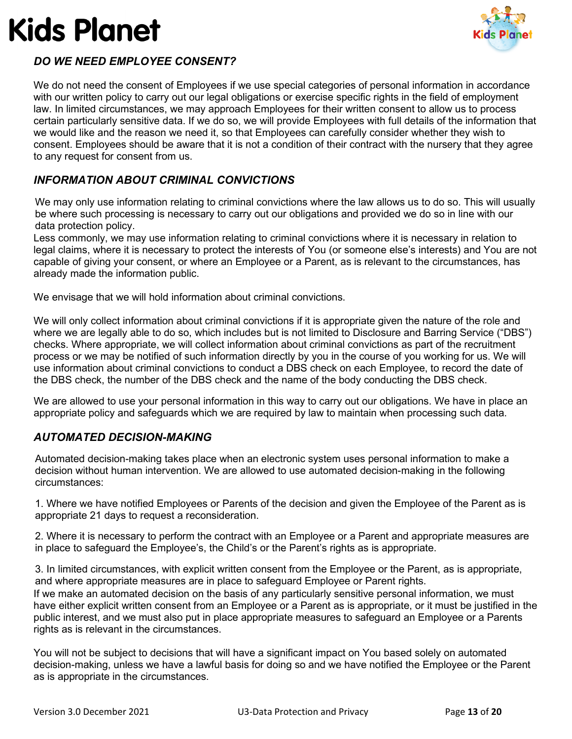### *DO WE NEED EMPLOYEE CONSENT?*

We do not need the consent of Employees if we use special categories of personal information in accordance with our written policy to carry out our legal obligations or exercise specific rights in the field of employment law. In limited circumstances, we may approach Employees for their written consent to allow us to process certain particularly sensitive data. If we do so, we will provide Employees with full details of the information that we would like and the reason we need it, so that Employees can carefully consider whether they wish to consent. Employees should be aware that it is not a condition of their contract with the nursery that they agree to any request for consent from us.

### *INFORMATION ABOUT CRIMINAL CONVICTIONS*

We may only use information relating to criminal convictions where the law allows us to do so. This will usually be where such processing is necessary to carry out our obligations and provided we do so in line with our data protection policy.
Less commonly, we may use information relating to criminal convictions where it is necessary in relation to legal claims, where it is necessary to protect the interests of You (or someone else's interests) and You are not capable of giving your consent, or where an Employee or a Parent, as is relevant to the circumstances, has already made the information public.

We envisage that we will hold information about criminal convictions.

We will only collect information about criminal convictions if it is appropriate given the nature of the role and where we are legally able to do so, which includes but is not limited to Disclosure and Barring Service ("DBS") checks. Where appropriate, we will collect information about criminal convictions as part of the recruitment process or we may be notified of such information directly by you in the course of you working for us. We will use information about criminal convictions to conduct a DBS check on each Employee, to record the date of the DBS check, the number of the DBS check and the name of the body conducting the DBS check.

We are allowed to use your personal information in this way to carry out our obligations. We have in place an appropriate policy and safeguards which we are required by law to maintain when processing such data.

### *AUTOMATED DECISION-MAKING*

Automated decision-making takes place when an electronic system uses personal information to make a decision without human intervention. We are allowed to use automated decision-making in the following circumstances:

1. Where we have notified Employees or Parents of the decision and given the Employee of the Parent as is appropriate 21 days to request a reconsideration.

2. Where it is necessary to perform the contract with an Employee or a Parent and appropriate measures are in place to safeguard the Employee's, the Child's or the Parent's rights as is appropriate.

3. In limited circumstances, with explicit written consent from the Employee or the Parent, as is appropriate, and where appropriate measures are in place to safeguard Employee or Parent rights.

If we make an automated decision on the basis of any particularly sensitive personal information, we must have either explicit written consent from an Employee or a Parent as is appropriate, or it must be justified in the public interest, and we must also put in place appropriate measures to safeguard an Employee or a Parents rights as is relevant in the circumstances.

You will not be subject to decisions that will have a significant impact on You based solely on automated decision-making, unless we have a lawful basis for doing so and we have notified the Employee or the Parent as is appropriate in the circumstances.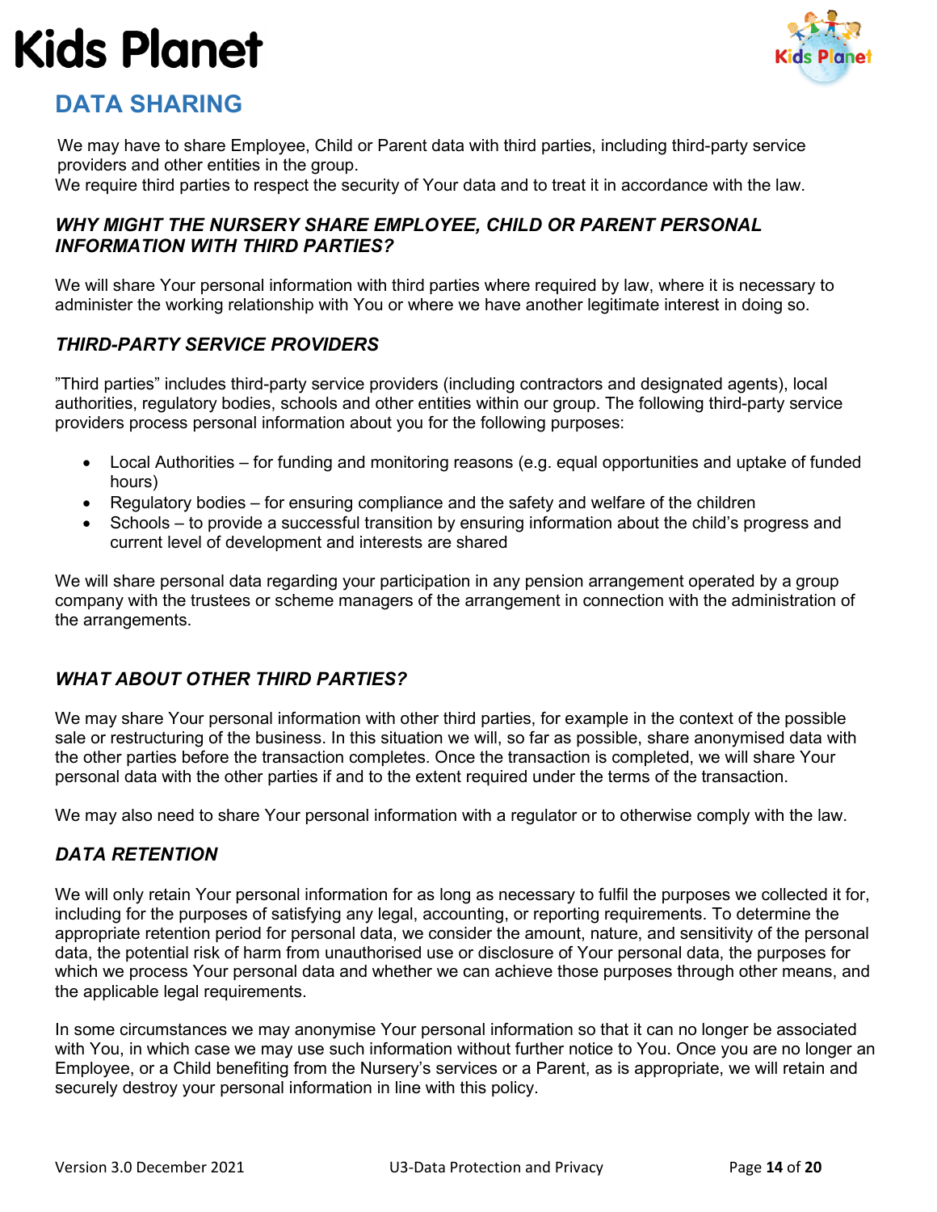## DATA SHARING

We may have to share Employee, Child or Parent data with third parties, including third-party service providers and other entities in the group.
We require third parties to respect the security of Your data and to treat it in accordance with the law.

### *WHY MIGHT THE NURSERY SHARE EMPLOYEE, CHILD OR PARENT PERSONAL INFORMATION WITH THIRD PARTIES?*

We will share Your personal information with third parties where required by law, where it is necessary to administer the working relationship with You or where we have another legitimate interest in doing so.

### *THIRD-PARTY SERVICE PROVIDERS*

"Third parties" includes third-party service providers (including contractors and designated agents), local authorities, regulatory bodies, schools and other entities within our group. The following third-party service providers process personal information about you for the following purposes:

- Local Authorities – for funding and monitoring reasons (e.g. equal opportunities and uptake of funded hours)
- Regulatory bodies – for ensuring compliance and the safety and welfare of the children
- Schools – to provide a successful transition by ensuring information about the child's progress and current level of development and interests are shared

We will share personal data regarding your participation in any pension arrangement operated by a group company with the trustees or scheme managers of the arrangement in connection with the administration of the arrangements.

### *WHAT ABOUT OTHER THIRD PARTIES?*

We may share Your personal information with other third parties, for example in the context of the possible sale or restructuring of the business. In this situation we will, so far as possible, share anonymised data with the other parties before the transaction completes. Once the transaction is completed, we will share Your personal data with the other parties if and to the extent required under the terms of the transaction.

We may also need to share Your personal information with a regulator or to otherwise comply with the law.

### *DATA RETENTION*

We will only retain Your personal information for as long as necessary to fulfil the purposes we collected it for, including for the purposes of satisfying any legal, accounting, or reporting requirements. To determine the appropriate retention period for personal data, we consider the amount, nature, and sensitivity of the personal data, the potential risk of harm from unauthorised use or disclosure of Your personal data, the purposes for which we process Your personal data and whether we can achieve those purposes through other means, and the applicable legal requirements.

In some circumstances we may anonymise Your personal information so that it can no longer be associated with You, in which case we may use such information without further notice to You. Once you are no longer an Employee, or a Child benefiting from the Nursery's services or a Parent, as is appropriate, we will retain and securely destroy your personal information in line with this policy.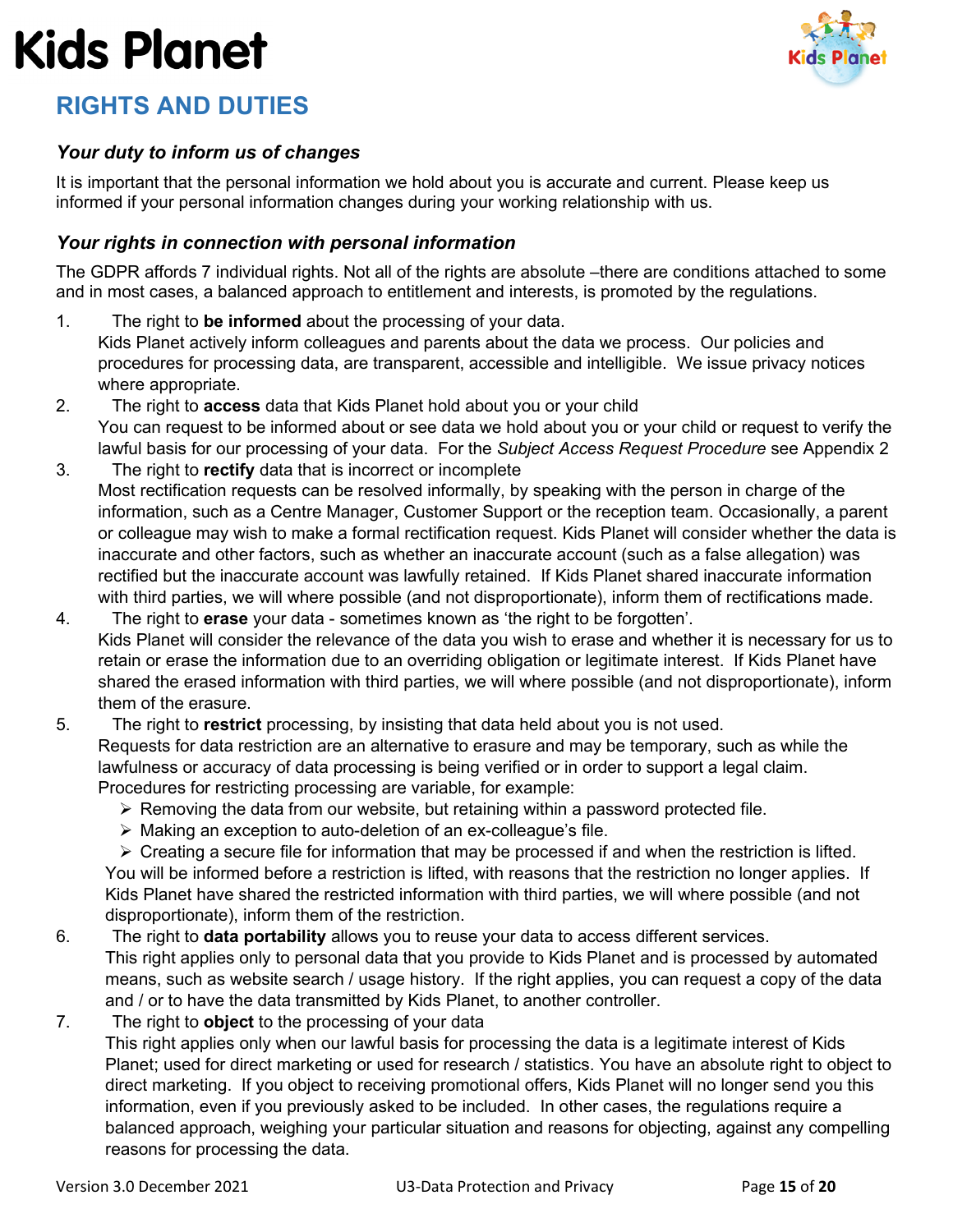# RIGHTS AND DUTIES

### *Your duty to inform us of changes*

It is important that the personal information we hold about you is accurate and current. Please keep us informed if your personal information changes during your working relationship with us.

### *Your rights in connection with personal information*

The GDPR affords 7 individual rights. Not all of the rights are absolute –there are conditions attached to some and in most cases, a balanced approach to entitlement and interests, is promoted by the regulations.

1. The right to **be informed** about the processing of your data.
   Kids Planet actively inform colleagues and parents about the data we process. Our policies and procedures for processing data, are transparent, accessible and intelligible. We issue privacy notices where appropriate.
2. The right to **access** data that Kids Planet hold about you or your child
   You can request to be informed about or see data we hold about you or your child or request to verify the lawful basis for our processing of your data. For the *Subject Access Request Procedure* see Appendix 2
3. The right to **rectify** data that is incorrect or incomplete
   Most rectification requests can be resolved informally, by speaking with the person in charge of the information, such as a Centre Manager, Customer Support or the reception team. Occasionally, a parent or colleague may wish to make a formal rectification request. Kids Planet will consider whether the data is inaccurate and other factors, such as whether an inaccurate account (such as a false allegation) was rectified but the inaccurate account was lawfully retained. If Kids Planet shared inaccurate information with third parties, we will where possible (and not disproportionate), inform them of rectifications made.
4. The right to **erase** your data - sometimes known as 'the right to be forgotten'.
   Kids Planet will consider the relevance of the data you wish to erase and whether it is necessary for us to retain or erase the information due to an overriding obligation or legitimate interest. If Kids Planet have shared the erased information with third parties, we will where possible (and not disproportionate), inform them of the erasure.
5. The right to **restrict** processing, by insisting that data held about you is not used.
   Requests for data restriction are an alternative to erasure and may be temporary, such as while the lawfulness or accuracy of data processing is being verified or in order to support a legal claim. Procedures for restricting processing are variable, for example:
   - Removing the data from our website, but retaining within a password protected file.
   - Making an exception to auto-deletion of an ex-colleague's file.
   - Creating a secure file for information that may be processed if and when the restriction is lifted.

   You will be informed before a restriction is lifted, with reasons that the restriction no longer applies. If Kids Planet have shared the restricted information with third parties, we will where possible (and not disproportionate), inform them of the restriction.
6. The right to **data portability** allows you to reuse your data to access different services.
   This right applies only to personal data that you provide to Kids Planet and is processed by automated means, such as website search / usage history. If the right applies, you can request a copy of the data and / or to have the data transmitted by Kids Planet, to another controller.
7. The right to **object** to the processing of your data
   This right applies only when our lawful basis for processing the data is a legitimate interest of Kids Planet; used for direct marketing or used for research / statistics. You have an absolute right to object to direct marketing. If you object to receiving promotional offers, Kids Planet will no longer send you this information, even if you previously asked to be included. In other cases, the regulations require a balanced approach, weighing your particular situation and reasons for objecting, against any compelling reasons for processing the data.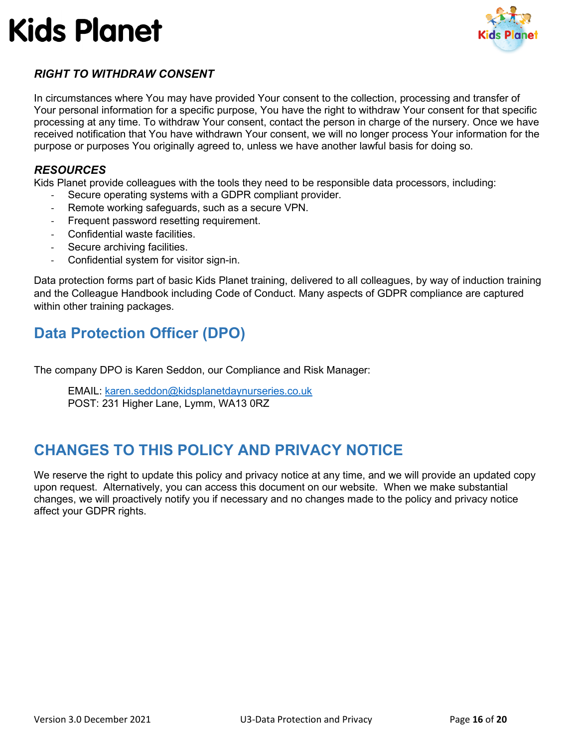### *RIGHT TO WITHDRAW CONSENT*

In circumstances where You may have provided Your consent to the collection, processing and transfer of Your personal information for a specific purpose, You have the right to withdraw Your consent for that specific processing at any time. To withdraw Your consent, contact the person in charge of the nursery. Once we have received notification that You have withdrawn Your consent, we will no longer process Your information for the purpose or purposes You originally agreed to, unless we have another lawful basis for doing so.

### *RESOURCES*

Kids Planet provide colleagues with the tools they need to be responsible data processors, including:

- Secure operating systems with a GDPR compliant provider.
- Remote working safeguards, such as a secure VPN.
- Frequent password resetting requirement.
- Confidential waste facilities.
- Secure archiving facilities.
- Confidential system for visitor sign-in.

Data protection forms part of basic Kids Planet training, delivered to all colleagues, by way of induction training and the Colleague Handbook including Code of Conduct. Many aspects of GDPR compliance are captured within other training packages.

## Data Protection Officer (DPO)

The company DPO is Karen Seddon, our Compliance and Risk Manager:

EMAIL: karen.seddon@kidsplanetdaynurseries.co.uk
POST: 231 Higher Lane, Lymm, WA13 0RZ

## CHANGES TO THIS POLICY AND PRIVACY NOTICE

We reserve the right to update this policy and privacy notice at any time, and we will provide an updated copy upon request. Alternatively, you can access this document on our website. When we make substantial changes, we will proactively notify you if necessary and no changes made to the policy and privacy notice affect your GDPR rights.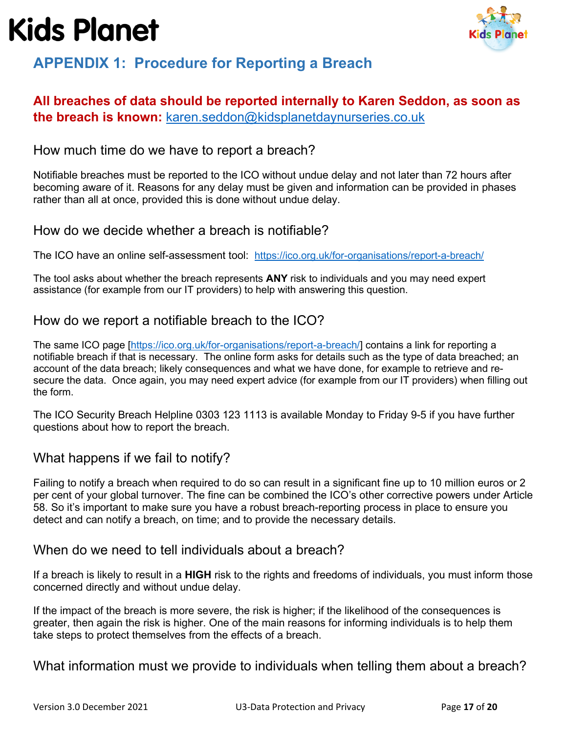# APPENDIX 1: Procedure for Reporting a Breach

**All breaches of data should be reported internally to Karen Seddon, as soon as the breach is known:** karen.seddon@kidsplanetdaynurseries.co.uk

## How much time do we have to report a breach?

Notifiable breaches must be reported to the ICO without undue delay and not later than 72 hours after becoming aware of it. Reasons for any delay must be given and information can be provided in phases rather than all at once, provided this is done without undue delay.

## How do we decide whether a breach is notifiable?

The ICO have an online self-assessment tool: https://ico.org.uk/for-organisations/report-a-breach/

The tool asks about whether the breach represents **ANY** risk to individuals and you may need expert assistance (for example from our IT providers) to help with answering this question.

## How do we report a notifiable breach to the ICO?

The same ICO page [https://ico.org.uk/for-organisations/report-a-breach/] contains a link for reporting a notifiable breach if that is necessary. The online form asks for details such as the type of data breached; an account of the data breach; likely consequences and what we have done, for example to retrieve and re-secure the data. Once again, you may need expert advice (for example from our IT providers) when filling out the form.

The ICO Security Breach Helpline 0303 123 1113 is available Monday to Friday 9-5 if you have further questions about how to report the breach.

## What happens if we fail to notify?

Failing to notify a breach when required to do so can result in a significant fine up to 10 million euros or 2 per cent of your global turnover. The fine can be combined the ICO's other corrective powers under Article 58. So it's important to make sure you have a robust breach-reporting process in place to ensure you detect and can notify a breach, on time; and to provide the necessary details.

## When do we need to tell individuals about a breach?

If a breach is likely to result in a **HIGH** risk to the rights and freedoms of individuals, you must inform those concerned directly and without undue delay.

If the impact of the breach is more severe, the risk is higher; if the likelihood of the consequences is greater, then again the risk is higher. One of the main reasons for informing individuals is to help them take steps to protect themselves from the effects of a breach.

## What information must we provide to individuals when telling them about a breach?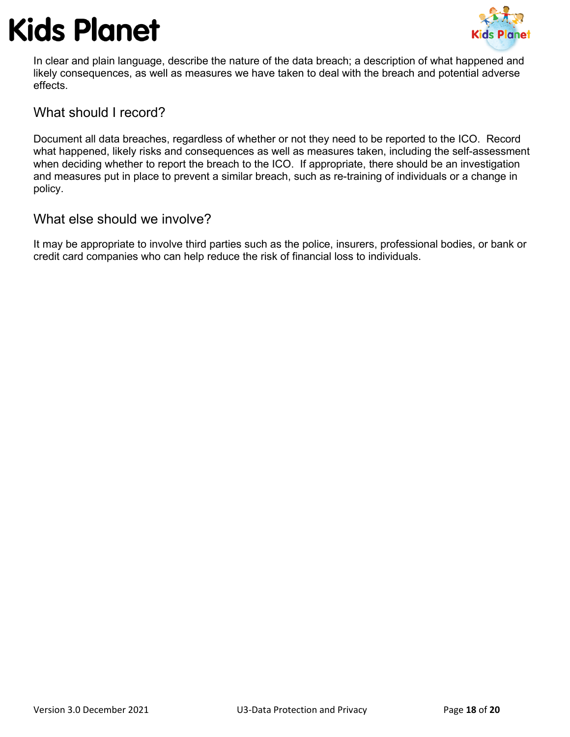In clear and plain language, describe the nature of the data breach; a description of what happened and likely consequences, as well as measures we have taken to deal with the breach and potential adverse effects.

## What should I record?

Document all data breaches, regardless of whether or not they need to be reported to the ICO. Record what happened, likely risks and consequences as well as measures taken, including the self-assessment when deciding whether to report the breach to the ICO. If appropriate, there should be an investigation and measures put in place to prevent a similar breach, such as re-training of individuals or a change in policy.

## What else should we involve?

It may be appropriate to involve third parties such as the police, insurers, professional bodies, or bank or credit card companies who can help reduce the risk of financial loss to individuals.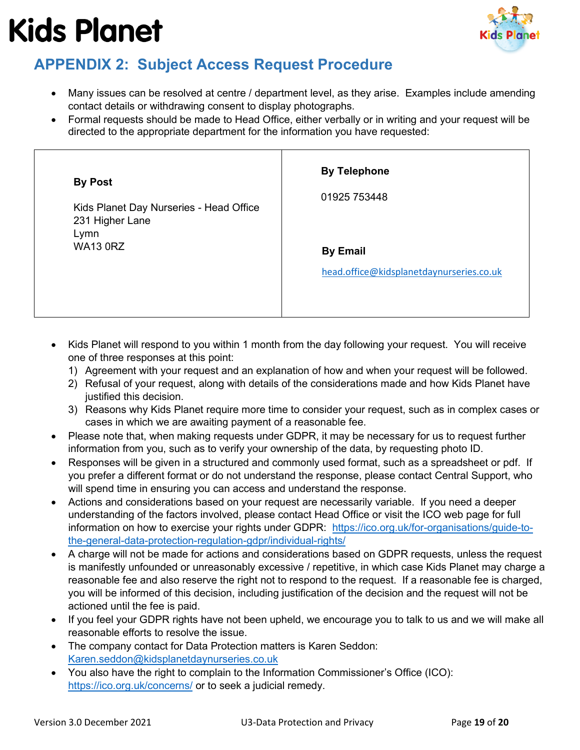## APPENDIX 2: Subject Access Request Procedure

- Many issues can be resolved at centre / department level, as they arise. Examples include amending contact details or withdrawing consent to display photographs.
- Formal requests should be made to Head Office, either verbally or in writing and your request will be directed to the appropriate department for the information you have requested:

| **By Post** | **By Telephone** |
|---|---|
| Kids Planet Day Nurseries - Head Office<br>231 Higher Lane<br>Lymn<br>WA13 0RZ | 01925 753448<br><br>**By Email**<br><br>head.office@kidsplanetdaynurseries.co.uk |

- Kids Planet will respond to you within 1 month from the day following your request. You will receive one of three responses at this point:
  1) Agreement with your request and an explanation of how and when your request will be followed.
  2) Refusal of your request, along with details of the considerations made and how Kids Planet have justified this decision.
  3) Reasons why Kids Planet require more time to consider your request, such as in complex cases or cases in which we are awaiting payment of a reasonable fee.
- Please note that, when making requests under GDPR, it may be necessary for us to request further information from you, such as to verify your ownership of the data, by requesting photo ID.
- Responses will be given in a structured and commonly used format, such as a spreadsheet or pdf. If you prefer a different format or do not understand the response, please contact Central Support, who will spend time in ensuring you can access and understand the response.
- Actions and considerations based on your request are necessarily variable. If you need a deeper understanding of the factors involved, please contact Head Office or visit the ICO web page for full information on how to exercise your rights under GDPR: https://ico.org.uk/for-organisations/guide-to-the-general-data-protection-regulation-gdpr/individual-rights/
- A charge will not be made for actions and considerations based on GDPR requests, unless the request is manifestly unfounded or unreasonably excessive / repetitive, in which case Kids Planet may charge a reasonable fee and also reserve the right not to respond to the request. If a reasonable fee is charged, you will be informed of this decision, including justification of the decision and the request will not be actioned until the fee is paid.
- If you feel your GDPR rights have not been upheld, we encourage you to talk to us and we will make all reasonable efforts to resolve the issue.
- The company contact for Data Protection matters is Karen Seddon: Karen.seddon@kidsplanetdaynurseries.co.uk
- You also have the right to complain to the Information Commissioner's Office (ICO): https://ico.org.uk/concerns/ or to seek a judicial remedy.